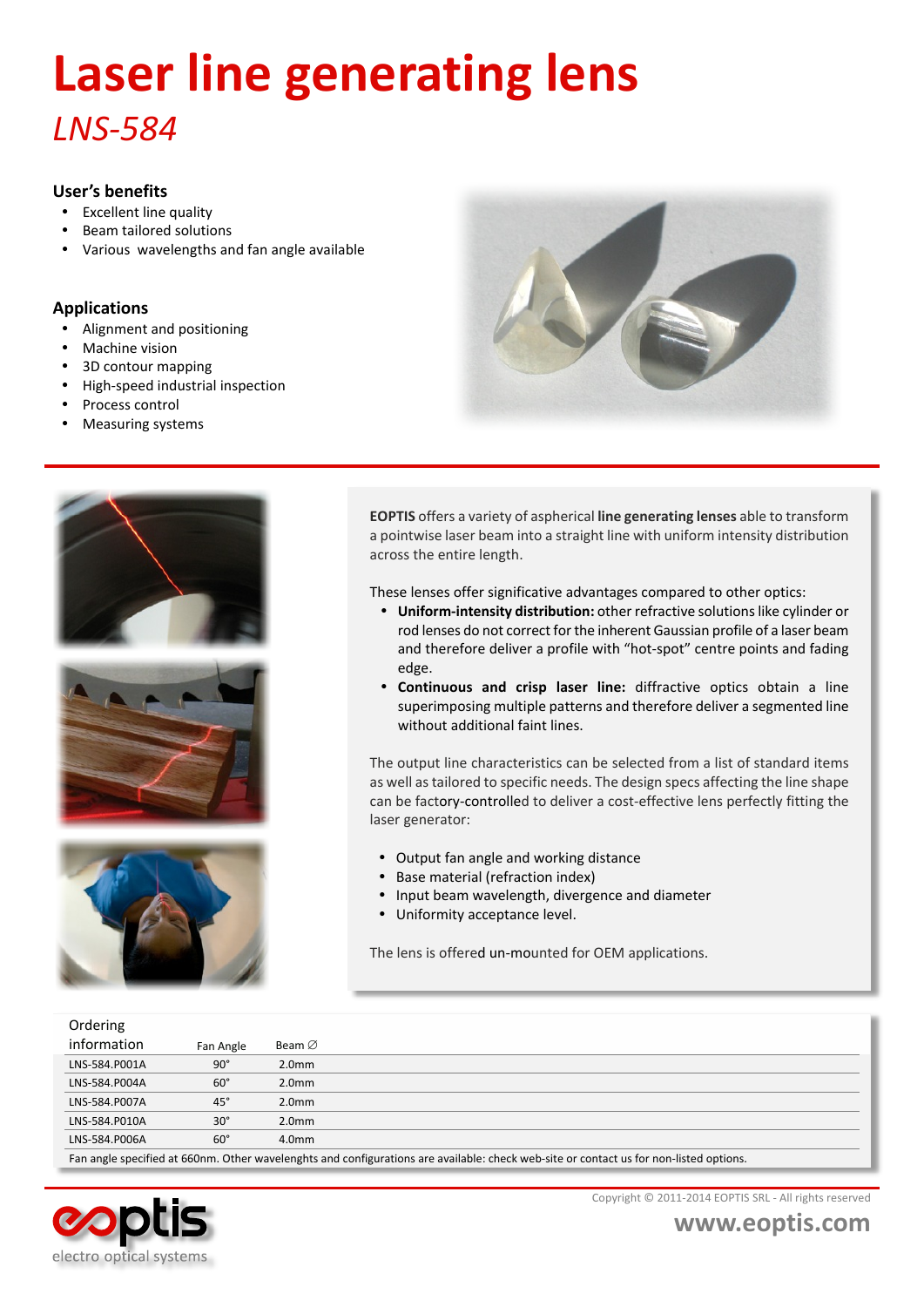# Laser line generating lens

*LNS-584*

### User's benefits

- Excellent line quality
- Beam tailored solutions
- Various wavelengths and fan angle available

### Applications

- Alignment and positioning
- Machine vision
- 3D contour mapping
- High-speed industrial inspection
- Process control
- Measuring systems

**EOPTIS** offers a variety of aspherical **line generating lenses** able to transform a pointwise laser beam into a straight line with uniform intensity distribution across the entire length.

These lenses offer significative advantages compared to other optics:

- **Uniform-intensity distribution:** other refractive solutions like cylinder or rod lenses do not correct for the inherent Gaussian profile of a laser beam and therefore deliver a profile with "hot-spot" centre points and fading edge.
- **Continuous and crisp laser line:** diffractive optics obtain a line superimposing multiple patterns and therefore deliver a segmented line without additional faint lines.

The output line characteristics can be selected from a list of standard items as well as tailored to specific needs. The design specs affecting the line shape can be factory-controlled to deliver a cost-effective lens perfectly fitting the laser generator:

- Output fan angle and working distance
- Base material (refraction index)
- Input beam wavelength, divergence and diameter
- Uniformity acceptance level.

The lens is offered un-mounted for OEM applications.

| Ordering information | Fan Angle | Beam ∅ |
|---|---|---|
| LNS-584.P001A | 90° | 2.0mm |
| LNS-584.P004A | 60° | 2.0mm |
| LNS-584.P007A | 45° | 2.0mm |
| LNS-584.P010A | 30° | 2.0mm |
| LNS-584.P006A | 60° | 4.0mm |

Fan angle specified at 660nm. Other wavelenghts and configurations are available: check web-site or contact us for non-listed options.

eoptis electro optical systems

Copyright © 2011-2014 EOPTIS SRL - All rights reserved

www.eoptis.com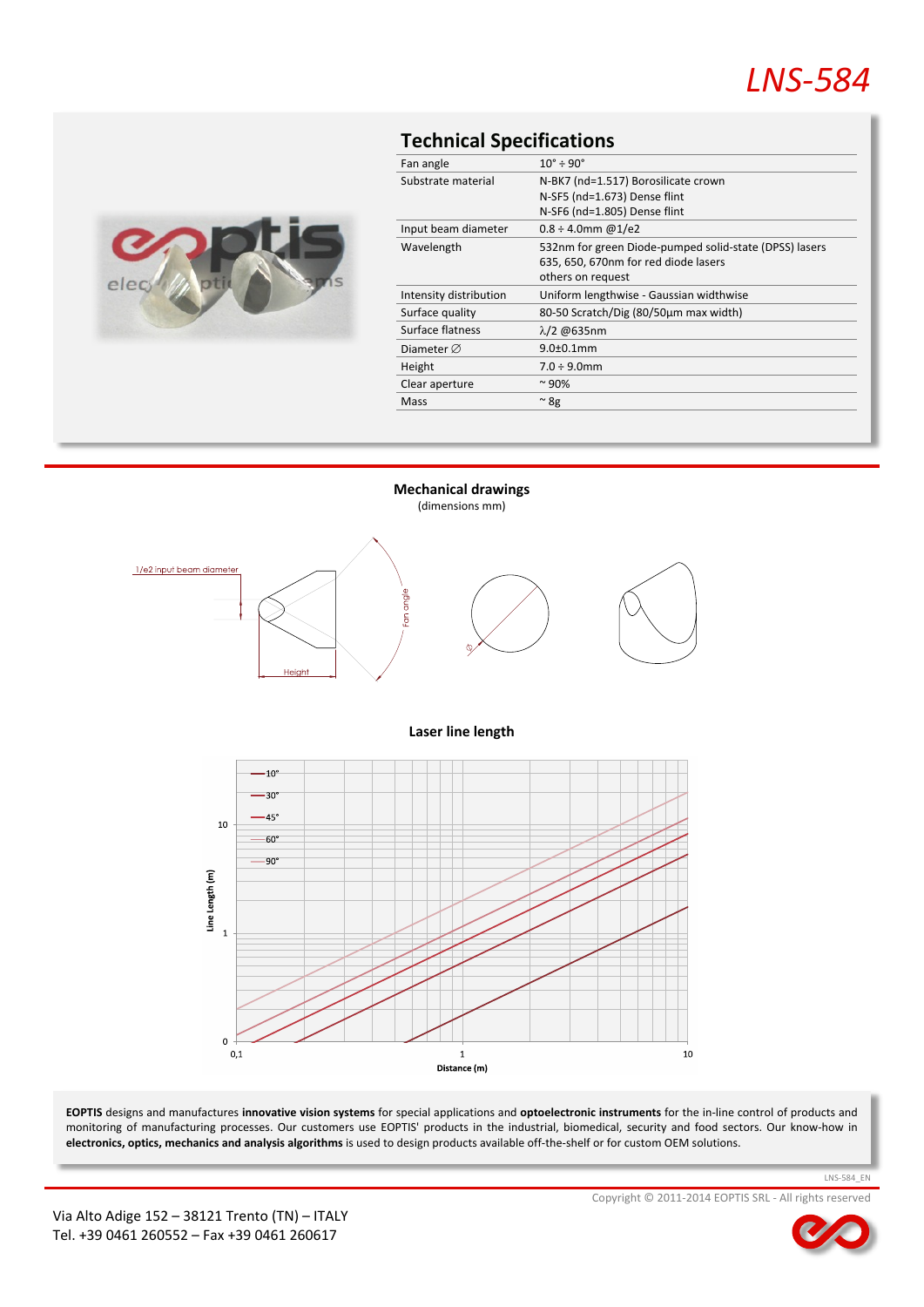# LNS-584

## Technical Specifications

| | |
|---|---|
| Fan angle | 10° ÷ 90° |
| Substrate material | N-BK7 (nd=1.517) Borosilicate crown<br>N-SF5 (nd=1.673) Dense flint<br>N-SF6 (nd=1.805) Dense flint |
| Input beam diameter | 0.8 ÷ 4.0mm @1/e2 |
| Wavelength | 532nm for green Diode-pumped solid-state (DPSS) lasers<br>635, 650, 670nm for red diode lasers<br>others on request |
| Intensity distribution | Uniform lengthwise - Gaussian widthwise |
| Surface quality | 80-50 Scratch/Dig (80/50µm max width) |
| Surface flatness | λ/2 @635nm |
| Diameter ∅ | 9.0±0.1mm |
| Height | 7.0 ÷ 9.0mm |
| Clear aperture | ~ 90% |
| Mass | ~ 8g |

**Mechanical drawings**
(dimensions mm)

1/e2 input beam diameter
Height
Fan angle
∅

**Laser line length**

10°
30°
45°
60°
90°

Line Length (m)
10
1
0
0,1
1
10
Distance (m)

**EOPTIS** designs and manufactures **innovative vision systems** for special applications and **optoelectronic instruments** for the in-line control of products and monitoring of manufacturing processes. Our customers use EOPTIS' products in the industrial, biomedical, security and food sectors. Our know-how in **electronics, optics, mechanics and analysis algorithms** is used to design products available off-the-shelf or for custom OEM solutions.

LNS-584_EN

Copyright © 2011-2014 EOPTIS SRL - All rights reserved

Via Alto Adige 152 – 38121 Trento (TN) – ITALY
Tel. +39 0461 260552 – Fax +39 0461 260617